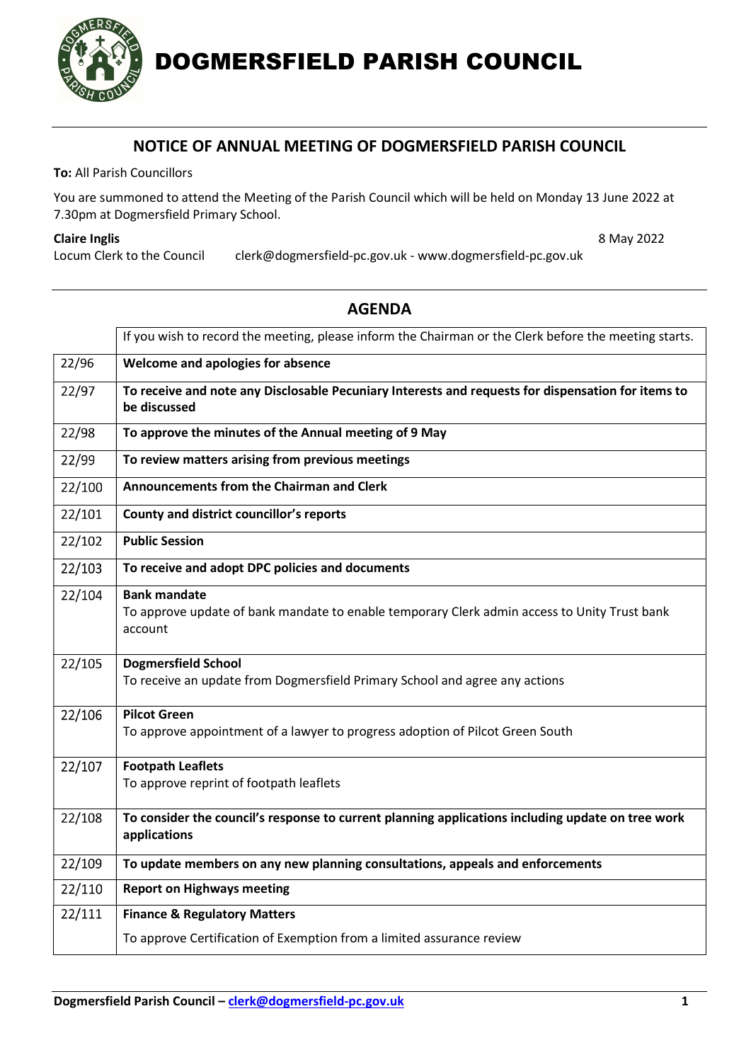# DOGMERSFIELD PARISH COUNCIL

## NOTICE OF ANNUAL MEETING OF DOGMERSFIELD PARISH COUNCIL

**To:** All Parish Councillors

You are summoned to attend the Meeting of the Parish Council which will be held on Monday 13 June 2022 at 7.30pm at Dogmersfield Primary School.

**Claire Inglis** 8 May 2022
Locum Clerk to the Council clerk@dogmersfield-pc.gov.uk - www.dogmersfield-pc.gov.uk

## AGENDA

| | If you wish to record the meeting, please inform the Chairman or the Clerk before the meeting starts. |
|---|---|
| 22/96 | **Welcome and apologies for absence** |
| 22/97 | **To receive and note any Disclosable Pecuniary Interests and requests for dispensation for items to be discussed** |
| 22/98 | **To approve the minutes of the Annual meeting of 9 May** |
| 22/99 | **To review matters arising from previous meetings** |
| 22/100 | **Announcements from the Chairman and Clerk** |
| 22/101 | **County and district councillor's reports** |
| 22/102 | **Public Session** |
| 22/103 | **To receive and adopt DPC policies and documents** |
| 22/104 | **Bank mandate**<br>To approve update of bank mandate to enable temporary Clerk admin access to Unity Trust bank account |
| 22/105 | **Dogmersfield School**<br>To receive an update from Dogmersfield Primary School and agree any actions |
| 22/106 | **Pilcot Green**<br>To approve appointment of a lawyer to progress adoption of Pilcot Green South |
| 22/107 | **Footpath Leaflets**<br>To approve reprint of footpath leaflets |
| 22/108 | **To consider the council's response to current planning applications including update on tree work applications** |
| 22/109 | **To update members on any new planning consultations, appeals and enforcements** |
| 22/110 | **Report on Highways meeting** |
| 22/111 | **Finance & Regulatory Matters**<br>To approve Certification of Exemption from a limited assurance review |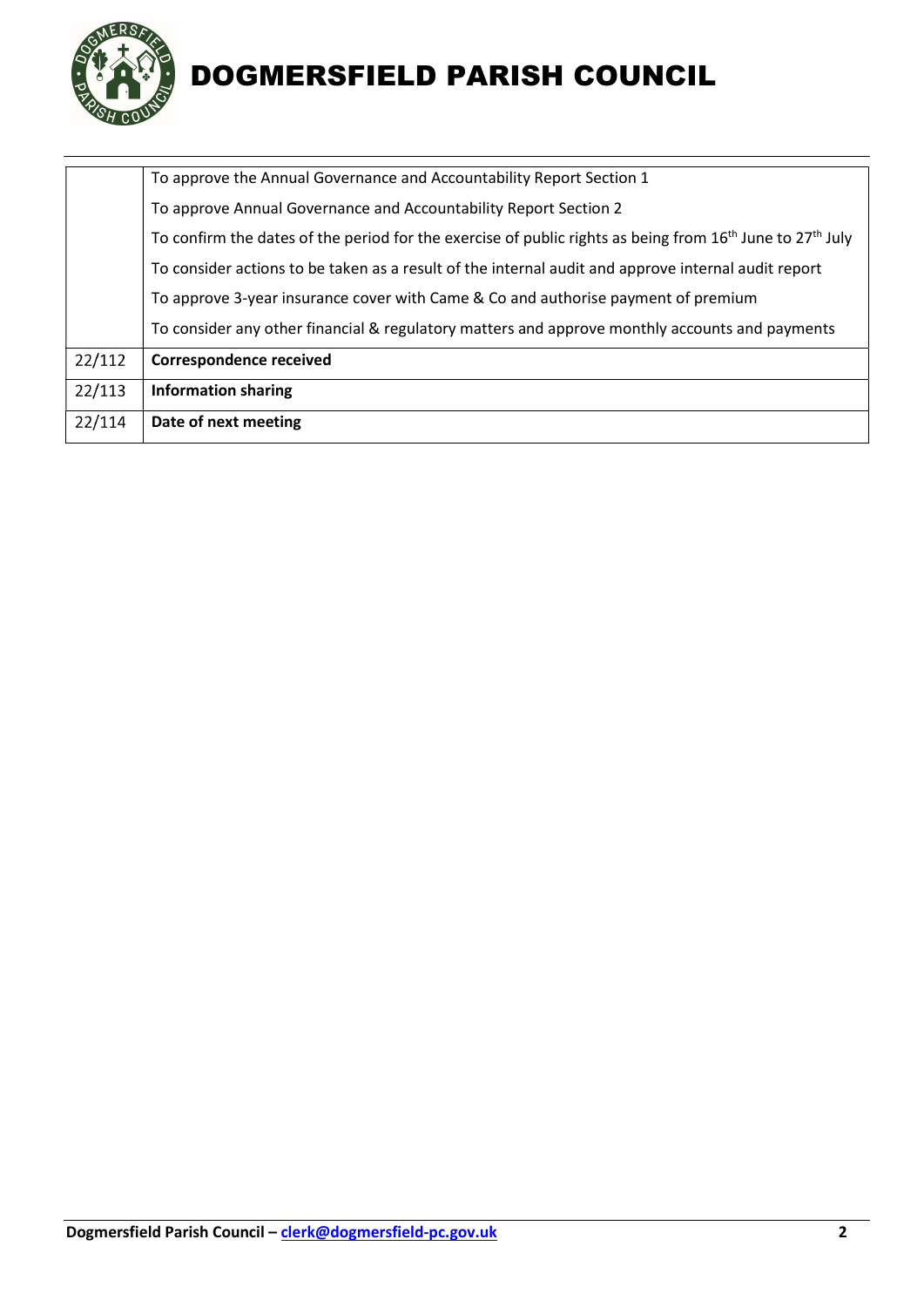| | |
|---|---|
| | To approve the Annual Governance and Accountability Report Section 1<br>To approve Annual Governance and Accountability Report Section 2<br>To confirm the dates of the period for the exercise of public rights as being from 16th June to 27th July<br>To consider actions to be taken as a result of the internal audit and approve internal audit report<br>To approve 3-year insurance cover with Came & Co and authorise payment of premium<br>To consider any other financial & regulatory matters and approve monthly accounts and payments |
| 22/112 | **Correspondence received** |
| 22/113 | **Information sharing** |
| 22/114 | **Date of next meeting** |